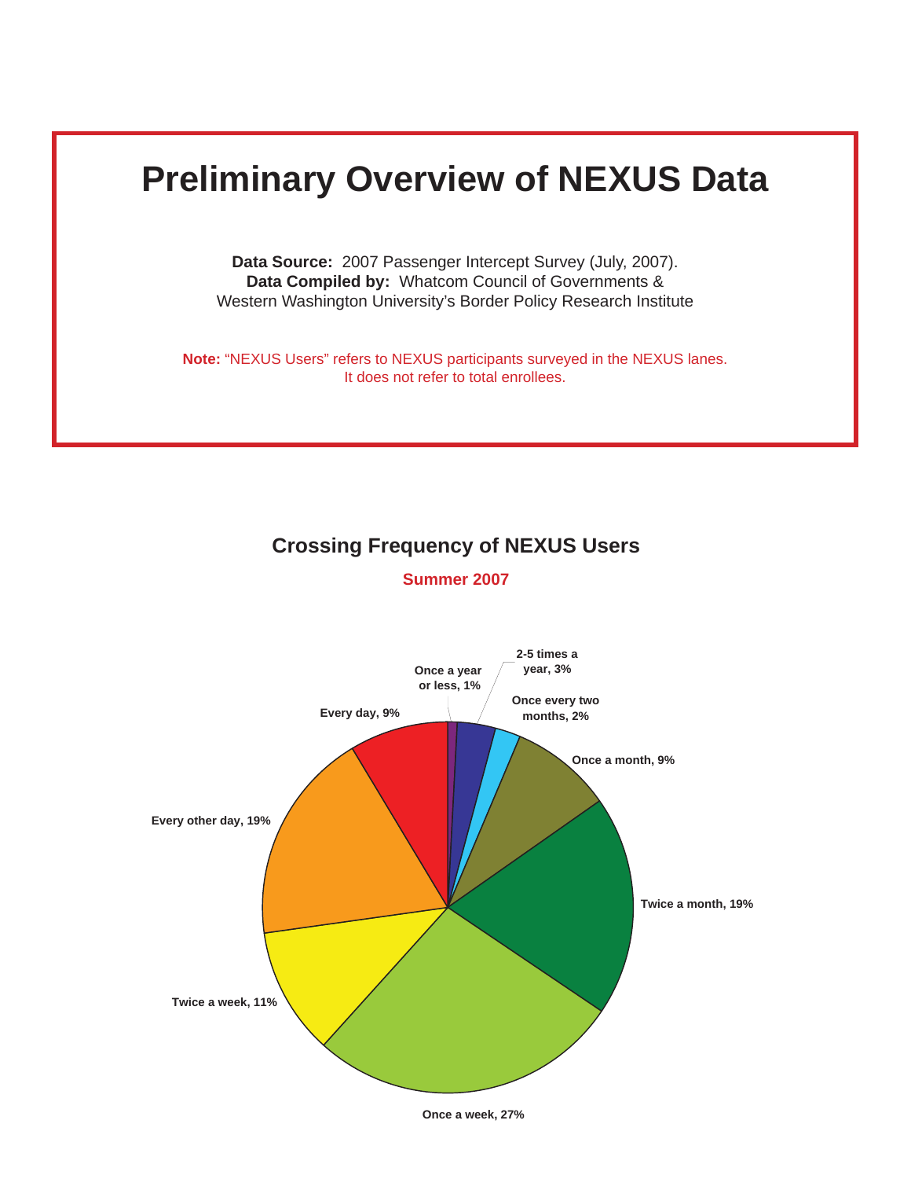# Preliminary Overview of NEXUS Data

**Data Source:** 2007 Passenger Intercept Survey (July, 2007).
**Data Compiled by:** Whatcom Council of Governments &
Western Washington University's Border Policy Research Institute

**Note:** "NEXUS Users" refers to NEXUS participants surveyed in the NEXUS lanes.
It does not refer to total enrollees.

## Crossing Frequency of NEXUS Users

**Summer 2007**

Once a year or less, 1%

2-5 times a year, 3%

Once every two months, 2%

Once a month, 9%

Twice a month, 19%

Once a week, 27%

Twice a week, 11%

Every other day, 19%

Every day, 9%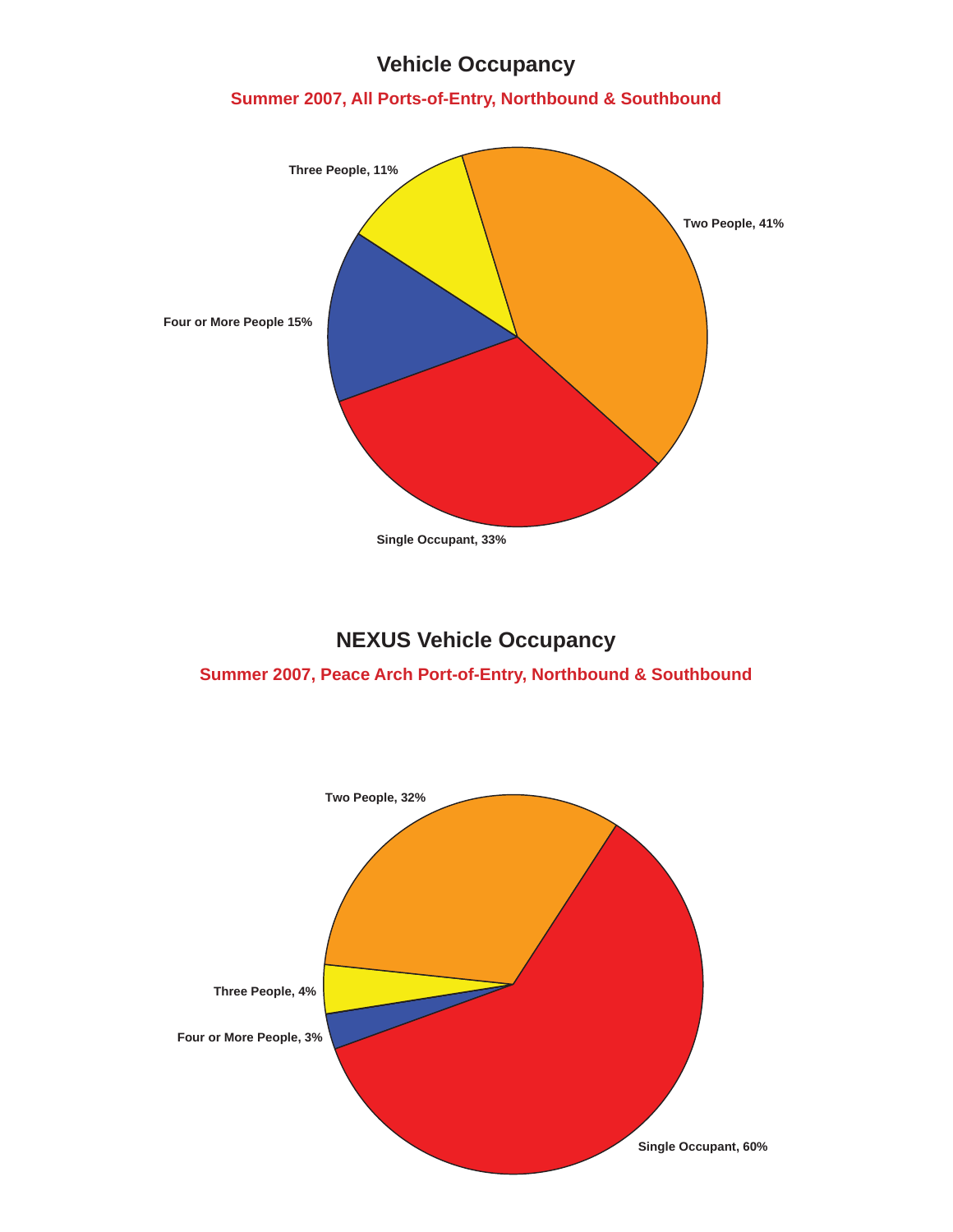## Vehicle Occupancy

**Summer 2007, All Ports-of-Entry, Northbound & Southbound**

Three People, 11%

Two People, 41%

Four or More People 15%

Single Occupant, 33%

## NEXUS Vehicle Occupancy

**Summer 2007, Peace Arch Port-of-Entry, Northbound & Southbound**

Two People, 32%

Three People, 4%

Four or More People, 3%

Single Occupant, 60%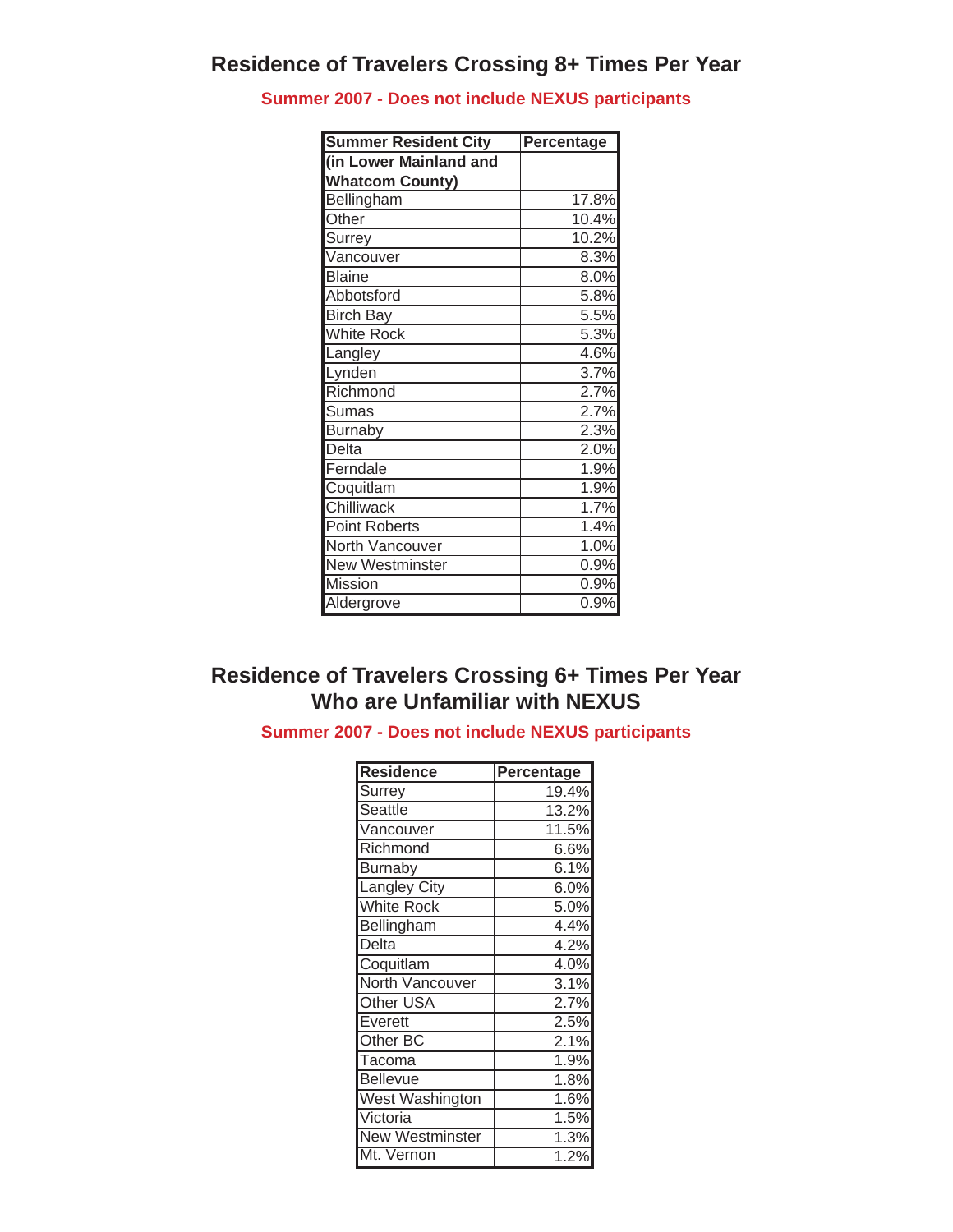# Residence of Travelers Crossing 8+ Times Per Year

**Summer 2007 - Does not include NEXUS participants**

| Summer Resident City (in Lower Mainland and Whatcom County) | Percentage |
|---|---|
| Bellingham | 17.8% |
| Other | 10.4% |
| Surrey | 10.2% |
| Vancouver | 8.3% |
| Blaine | 8.0% |
| Abbotsford | 5.8% |
| Birch Bay | 5.5% |
| White Rock | 5.3% |
| Langley | 4.6% |
| Lynden | 3.7% |
| Richmond | 2.7% |
| Sumas | 2.7% |
| Burnaby | 2.3% |
| Delta | 2.0% |
| Ferndale | 1.9% |
| Coquitlam | 1.9% |
| Chilliwack | 1.7% |
| Point Roberts | 1.4% |
| North Vancouver | 1.0% |
| New Westminster | 0.9% |
| Mission | 0.9% |
| Aldergrove | 0.9% |

# Residence of Travelers Crossing 6+ Times Per Year Who are Unfamiliar with NEXUS

**Summer 2007 - Does not include NEXUS participants**

| Residence | Percentage |
|---|---|
| Surrey | 19.4% |
| Seattle | 13.2% |
| Vancouver | 11.5% |
| Richmond | 6.6% |
| Burnaby | 6.1% |
| Langley City | 6.0% |
| White Rock | 5.0% |
| Bellingham | 4.4% |
| Delta | 4.2% |
| Coquitlam | 4.0% |
| North Vancouver | 3.1% |
| Other USA | 2.7% |
| Everett | 2.5% |
| Other BC | 2.1% |
| Tacoma | 1.9% |
| Bellevue | 1.8% |
| West Washington | 1.6% |
| Victoria | 1.5% |
| New Westminster | 1.3% |
| Mt. Vernon | 1.2% |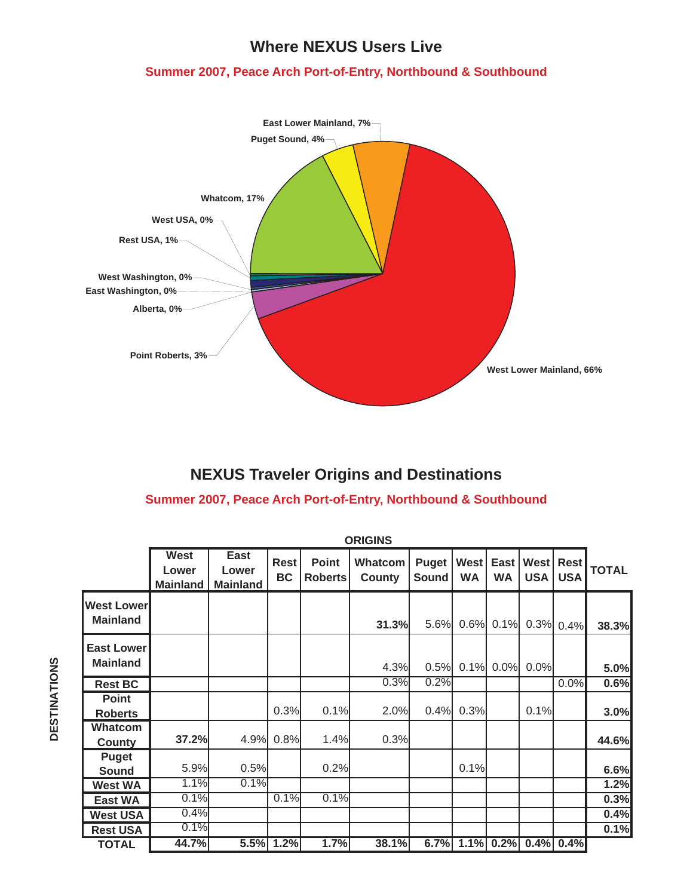## Where NEXUS Users Live

**Summer 2007, Peace Arch Port-of-Entry, Northbound & Southbound**

- West Lower Mainland, 66%
- Whatcom, 17%
- East Lower Mainland, 7%
- Puget Sound, 4%
- Point Roberts, 3%
- Rest USA, 1%
- West USA, 0%
- West Washington, 0%
- East Washington, 0%
- Alberta, 0%

## NEXUS Traveler Origins and Destinations

**Summer 2007, Peace Arch Port-of-Entry, Northbound & Southbound**

| DESTINATIONS \ ORIGINS | West Lower Mainland | East Lower Mainland | Rest BC | Point Roberts | Whatcom County | Puget Sound | West WA | East WA | West USA | Rest USA | TOTAL |
|---|---|---|---|---|---|---|---|---|---|---|---|
| West Lower Mainland | | | | | **31.3%** | 5.6% | 0.6% | 0.1% | 0.3% | 0.4% | **38.3%** |
| East Lower Mainland | | | | | 4.3% | 0.5% | 0.1% | 0.0% | 0.0% | | **5.0%** |
| Rest BC | | | | | 0.3% | 0.2% | | | | 0.0% | **0.6%** |
| Point Roberts | | | 0.3% | 0.1% | 2.0% | 0.4% | 0.3% | | 0.1% | | **3.0%** |
| Whatcom County | **37.2%** | 4.9% | 0.8% | 1.4% | 0.3% | | | | | | **44.6%** |
| Puget Sound | 5.9% | 0.5% | | 0.2% | | | 0.1% | | | | **6.6%** |
| West WA | 1.1% | 0.1% | | | | | | | | | **1.2%** |
| East WA | 0.1% | | 0.1% | 0.1% | | | | | | | **0.3%** |
| West USA | 0.4% | | | | | | | | | | **0.4%** |
| Rest USA | 0.1% | | | | | | | | | | **0.1%** |
| **TOTAL** | **44.7%** | **5.5%** | **1.2%** | **1.7%** | **38.1%** | **6.7%** | **1.1%** | **0.2%** | **0.4%** | **0.4%** | |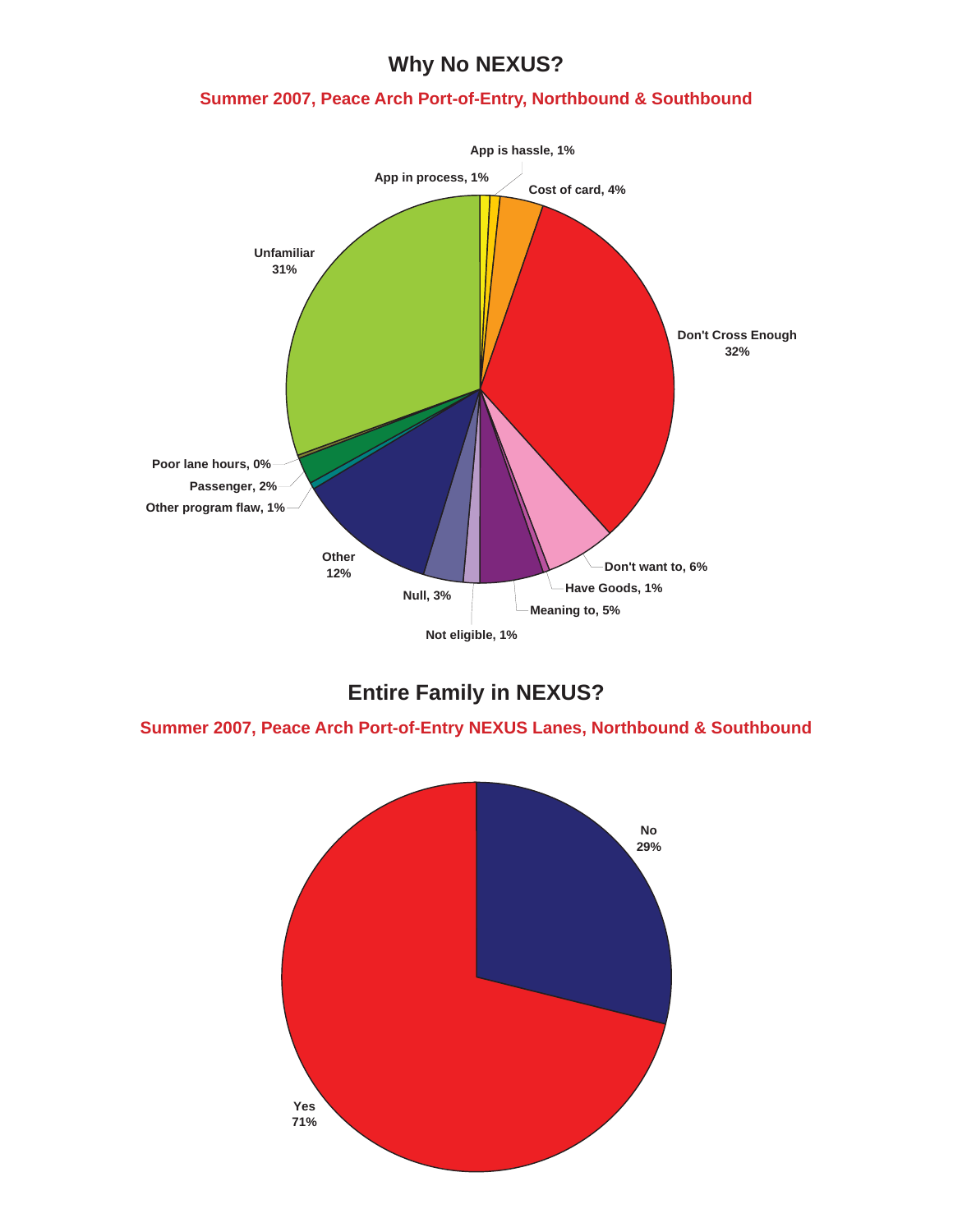## Why No NEXUS?

**Summer 2007, Peace Arch Port-of-Entry, Northbound & Southbound**

| Reason | Percent |
| --- | --- |
| App is hassle | 1% |
| App in process | 1% |
| Cost of card | 4% |
| Don't Cross Enough | 32% |
| Don't want to | 6% |
| Have Goods | 1% |
| Meaning to | 5% |
| Not eligible | 1% |
| Null | 3% |
| Other | 12% |
| Other program flaw | 1% |
| Passenger | 2% |
| Poor lane hours | 0% |
| Unfamiliar | 31% |

## Entire Family in NEXUS?

**Summer 2007, Peace Arch Port-of-Entry NEXUS Lanes, Northbound & Southbound**

| Response | Percent |
| --- | --- |
| No | 29% |
| Yes | 71% |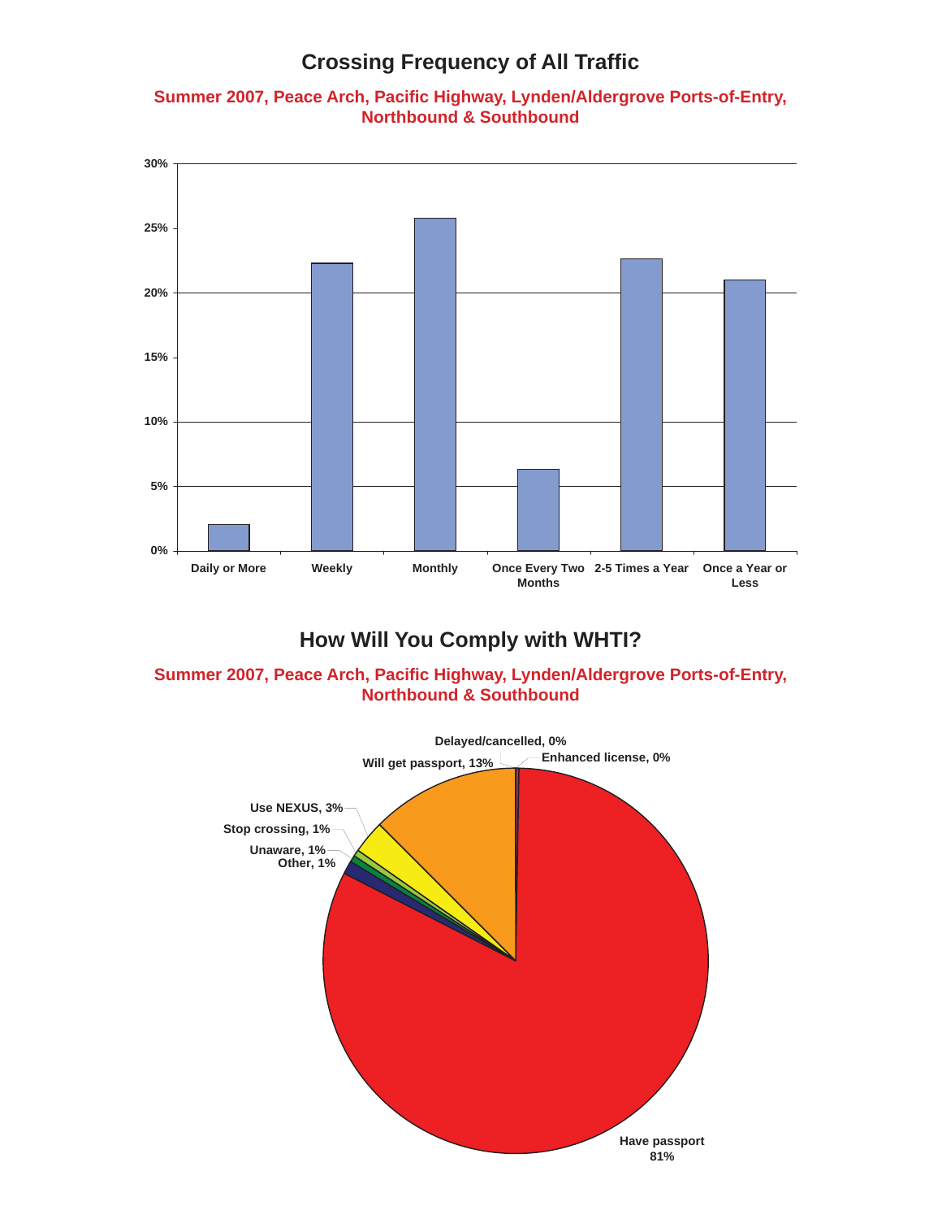## Crossing Frequency of All Traffic

**Summer 2007, Peace Arch, Pacific Highway, Lynden/Aldergrove Ports-of-Entry, Northbound & Southbound**

30%
25%
20%
15%
10%
5%
0%

Daily or More
Weekly
Monthly
Once Every Two Months
2-5 Times a Year
Once a Year or Less

## How Will You Comply with WHTI?

**Summer 2007, Peace Arch, Pacific Highway, Lynden/Aldergrove Ports-of-Entry, Northbound & Southbound**

Delayed/cancelled, 0%
Enhanced license, 0%
Will get passport, 13%
Use NEXUS, 3%
Stop crossing, 1%
Unaware, 1%
Other, 1%
Have passport 81%